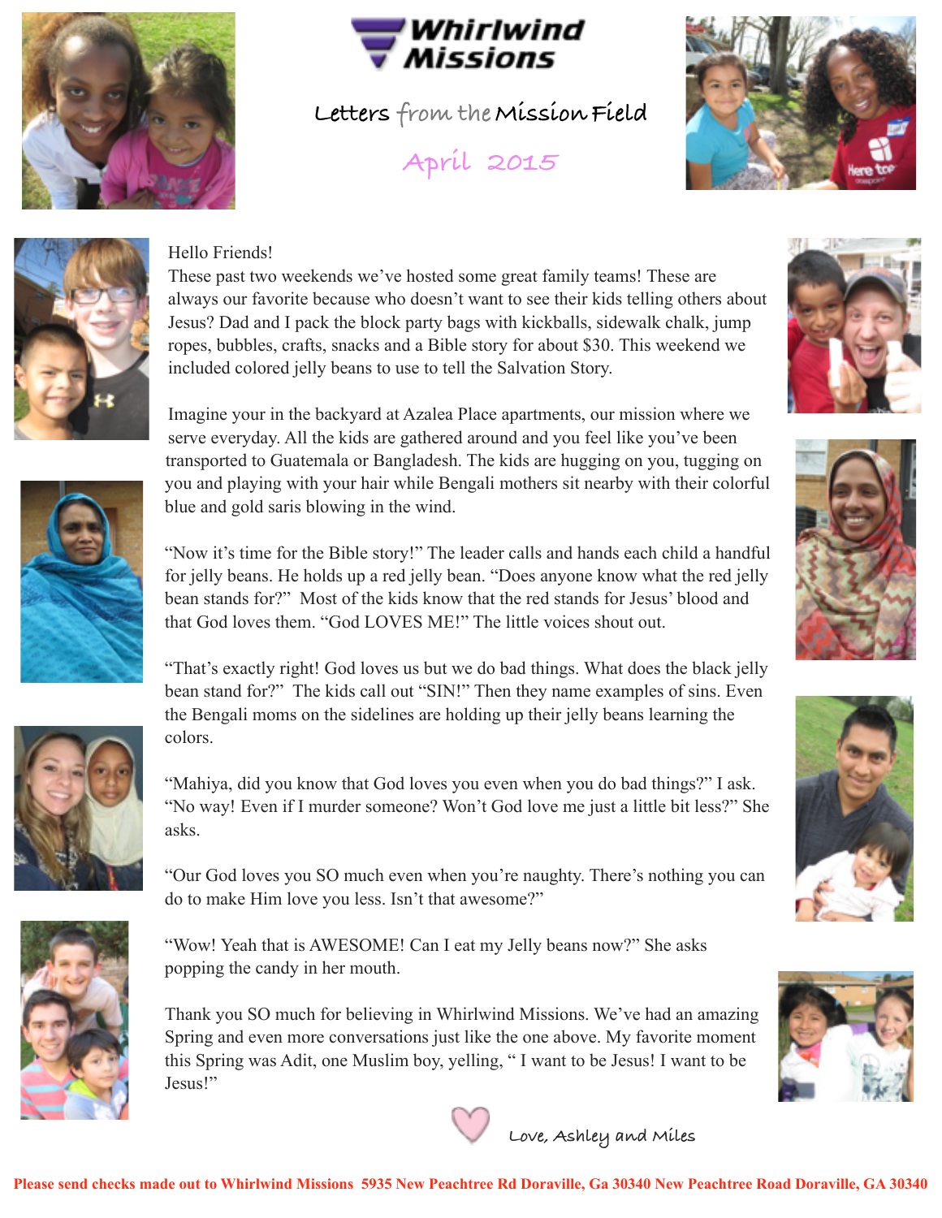# Whirlwind Missions

## Letters from the Mission Field

### April 2015

Hello Friends!
These past two weekends we've hosted some great family teams! These are always our favorite because who doesn't want to see their kids telling others about Jesus? Dad and I pack the block party bags with kickballs, sidewalk chalk, jump ropes, bubbles, crafts, snacks and a Bible story for about $30. This weekend we included colored jelly beans to use to tell the Salvation Story.

Imagine your in the backyard at Azalea Place apartments, our mission where we serve everyday. All the kids are gathered around and you feel like you've been transported to Guatemala or Bangladesh. The kids are hugging on you, tugging on you and playing with your hair while Bengali mothers sit nearby with their colorful blue and gold saris blowing in the wind.

"Now it's time for the Bible story!" The leader calls and hands each child a handful for jelly beans. He holds up a red jelly bean. "Does anyone know what the red jelly bean stands for?" Most of the kids know that the red stands for Jesus' blood and that God loves them. "God LOVES ME!" The little voices shout out.

"That's exactly right! God loves us but we do bad things. What does the black jelly bean stand for?" The kids call out "SIN!" Then they name examples of sins. Even the Bengali moms on the sidelines are holding up their jelly beans learning the colors.

"Mahiya, did you know that God loves you even when you do bad things?" I ask. "No way! Even if I murder someone? Won't God love me just a little bit less?" She asks.

"Our God loves you SO much even when you're naughty. There's nothing you can do to make Him love you less. Isn't that awesome?"

"Wow! Yeah that is AWESOME! Can I eat my Jelly beans now?" She asks popping the candy in her mouth.

Thank you SO much for believing in Whirlwind Missions. We've had an amazing Spring and even more conversations just like the one above. My favorite moment this Spring was Adit, one Muslim boy, yelling, " I want to be Jesus! I want to be Jesus!"

Love, Ashley and Miles

**Please send checks made out to Whirlwind Missions 5935 New Peachtree Rd Doraville, Ga 30340 New Peachtree Road Doraville, GA 30340**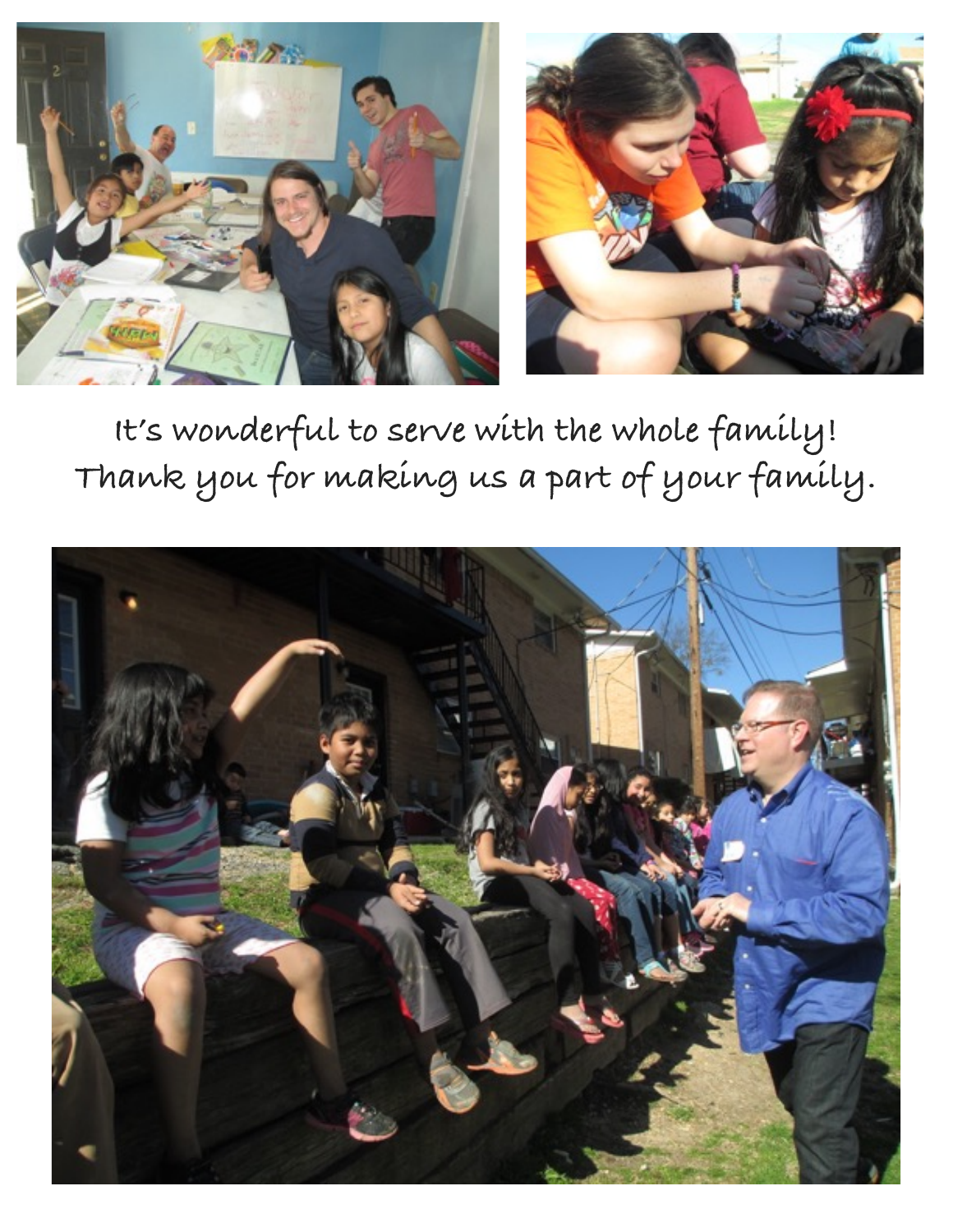It's wonderful to serve with the whole family!
Thank you for making us a part of your family.